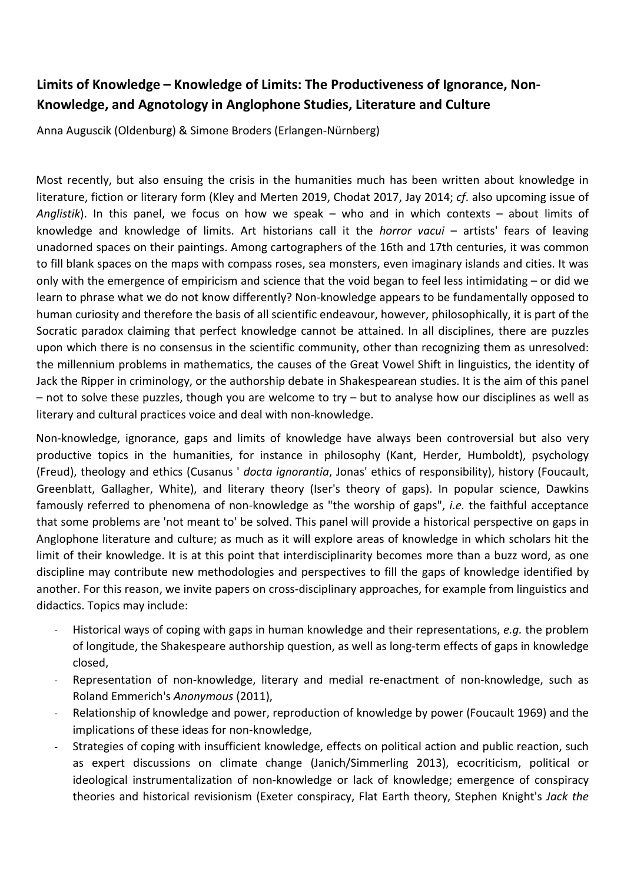**Limits of Knowledge – Knowledge of Limits: The Productiveness of Ignorance, Non-Knowledge, and Agnotology in Anglophone Studies, Literature and Culture**

Anna Auguscik (Oldenburg) & Simone Broders (Erlangen-Nürnberg)

Most recently, but also ensuing the crisis in the humanities much has been written about knowledge in literature, fiction or literary form (Kley and Merten 2019, Chodat 2017, Jay 2014; *cf*. also upcoming issue of *Anglistik*). In this panel, we focus on how we speak – who and in which contexts – about limits of knowledge and knowledge of limits. Art historians call it the *horror vacui* – artists' fears of leaving unadorned spaces on their paintings. Among cartographers of the 16th and 17th centuries, it was common to fill blank spaces on the maps with compass roses, sea monsters, even imaginary islands and cities. It was only with the emergence of empiricism and science that the void began to feel less intimidating – or did we learn to phrase what we do not know differently? Non-knowledge appears to be fundamentally opposed to human curiosity and therefore the basis of all scientific endeavour, however, philosophically, it is part of the Socratic paradox claiming that perfect knowledge cannot be attained. In all disciplines, there are puzzles upon which there is no consensus in the scientific community, other than recognizing them as unresolved: the millennium problems in mathematics, the causes of the Great Vowel Shift in linguistics, the identity of Jack the Ripper in criminology, or the authorship debate in Shakespearean studies. It is the aim of this panel – not to solve these puzzles, though you are welcome to try – but to analyse how our disciplines as well as literary and cultural practices voice and deal with non-knowledge.

Non-knowledge, ignorance, gaps and limits of knowledge have always been controversial but also very productive topics in the humanities, for instance in philosophy (Kant, Herder, Humboldt), psychology (Freud), theology and ethics (Cusanus ' *docta ignorantia*, Jonas' ethics of responsibility), history (Foucault, Greenblatt, Gallagher, White), and literary theory (Iser's theory of gaps). In popular science, Dawkins famously referred to phenomena of non-knowledge as "the worship of gaps", *i.e.* the faithful acceptance that some problems are 'not meant to' be solved. This panel will provide a historical perspective on gaps in Anglophone literature and culture; as much as it will explore areas of knowledge in which scholars hit the limit of their knowledge. It is at this point that interdisciplinarity becomes more than a buzz word, as one discipline may contribute new methodologies and perspectives to fill the gaps of knowledge identified by another. For this reason, we invite papers on cross-disciplinary approaches, for example from linguistics and didactics. Topics may include:

- Historical ways of coping with gaps in human knowledge and their representations, *e.g.* the problem of longitude, the Shakespeare authorship question, as well as long-term effects of gaps in knowledge closed,
- Representation of non-knowledge, literary and medial re-enactment of non-knowledge, such as Roland Emmerich's *Anonymous* (2011),
- Relationship of knowledge and power, reproduction of knowledge by power (Foucault 1969) and the implications of these ideas for non-knowledge,
- Strategies of coping with insufficient knowledge, effects on political action and public reaction, such as expert discussions on climate change (Janich/Simmerling 2013), ecocriticism, political or ideological instrumentalization of non-knowledge or lack of knowledge; emergence of conspiracy theories and historical revisionism (Exeter conspiracy, Flat Earth theory, Stephen Knight's *Jack the*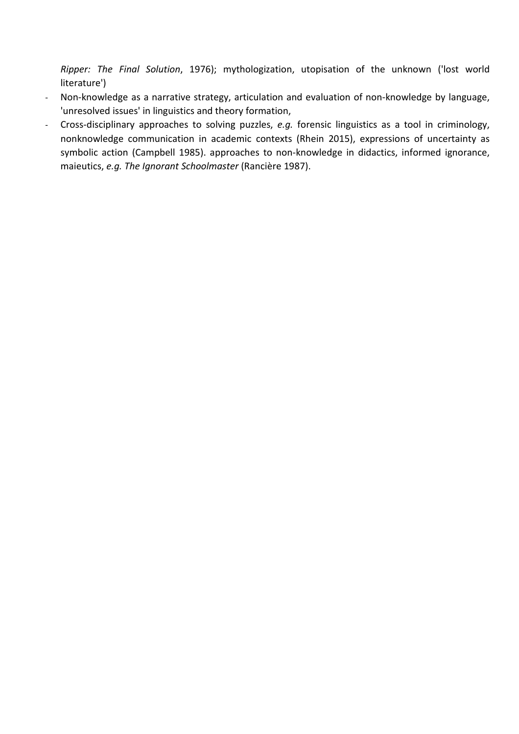*Ripper: The Final Solution*, 1976); mythologization, utopisation of the unknown ('lost world literature')

- Non-knowledge as a narrative strategy, articulation and evaluation of non-knowledge by language, 'unresolved issues' in linguistics and theory formation,
- Cross-disciplinary approaches to solving puzzles, *e.g.* forensic linguistics as a tool in criminology, nonknowledge communication in academic contexts (Rhein 2015), expressions of uncertainty as symbolic action (Campbell 1985). approaches to non-knowledge in didactics, informed ignorance, maieutics, *e.g. The Ignorant Schoolmaster* (Rancière 1987).